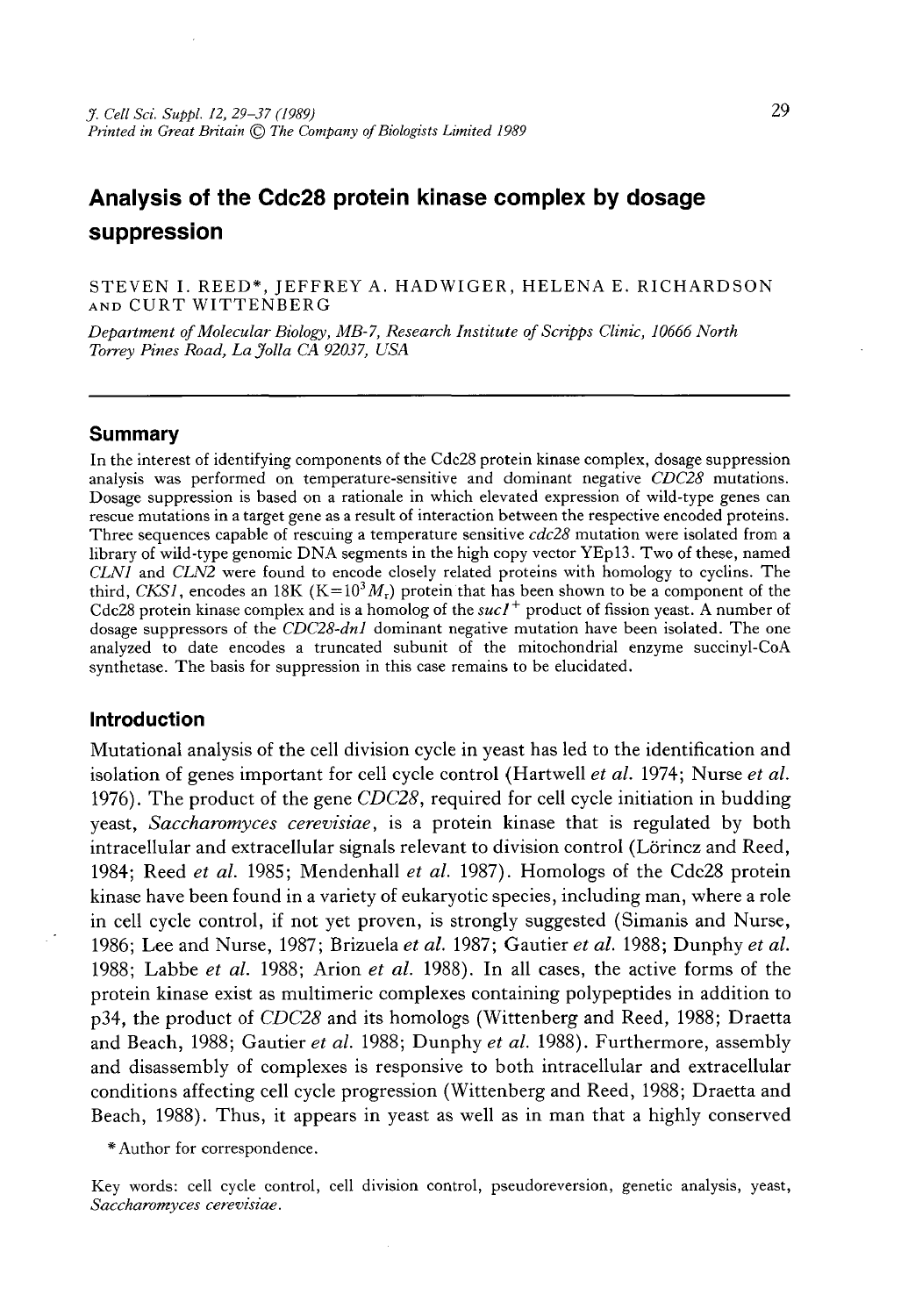# Analysis of the Cdc28 protein kinase complex by dosage suppression

STEVEN I. REED*, JEFFREY A. HADWIGER, HELENA E. RICHARDSON AND CURT WITTENBERG

*Department of Molecular Biology, MB-7, Research Institute of Scripps Clinic, 10666 North Torrey Pines Road, La Jolla CA 92037, USA*

## Summary

In the interest of identifying components of the Cdc28 protein kinase complex, dosage suppression analysis was performed on temperature-sensitive and dominant negative *CDC28* mutations. Dosage suppression is based on a rationale in which elevated expression of wild-type genes can rescue mutations in a target gene as a result of interaction between the respective encoded proteins. Three sequences capable of rescuing a temperature sensitive *cdc28* mutation were isolated from a library of wild-type genomic DNA segments in the high copy vector YEp13. Two of these, named *CLN1* and *CLN2* were found to encode closely related proteins with homology to cyclins. The third, *CKS1*, encodes an 18K ($K=10^3 M_r$) protein that has been shown to be a component of the Cdc28 protein kinase complex and is a homolog of the $suc1^+$ product of fission yeast. A number of dosage suppressors of the *CDC28-dn1* dominant negative mutation have been isolated. The one analyzed to date encodes a truncated subunit of the mitochondrial enzyme succinyl-CoA synthetase. The basis for suppression in this case remains to be elucidated.

## Introduction

Mutational analysis of the cell division cycle in yeast has led to the identification and isolation of genes important for cell cycle control (Hartwell *et al.* 1974; Nurse *et al.* 1976). The product of the gene *CDC28*, required for cell cycle initiation in budding yeast, *Saccharomyces cerevisiae*, is a protein kinase that is regulated by both intracellular and extracellular signals relevant to division control (Lörincz and Reed, 1984; Reed *et al.* 1985; Mendenhall *et al.* 1987). Homologs of the Cdc28 protein kinase have been found in a variety of eukaryotic species, including man, where a role in cell cycle control, if not yet proven, is strongly suggested (Simanis and Nurse, 1986; Lee and Nurse, 1987; Brizuela *et al.* 1987; Gautier *et al.* 1988; Dunphy *et al.* 1988; Labbe *et al.* 1988; Arion *et al.* 1988). In all cases, the active forms of the protein kinase exist as multimeric complexes containing polypeptides in addition to p34, the product of *CDC28* and its homologs (Wittenberg and Reed, 1988; Draetta and Beach, 1988; Gautier *et al.* 1988; Dunphy *et al.* 1988). Furthermore, assembly and disassembly of complexes is responsive to both intracellular and extracellular conditions affecting cell cycle progression (Wittenberg and Reed, 1988; Draetta and Beach, 1988). Thus, it appears in yeast as well as in man that a highly conserved

*Author for correspondence.

Key words: cell cycle control, cell division control, pseudoreversion, genetic analysis, yeast, *Saccharomyces cerevisiae*.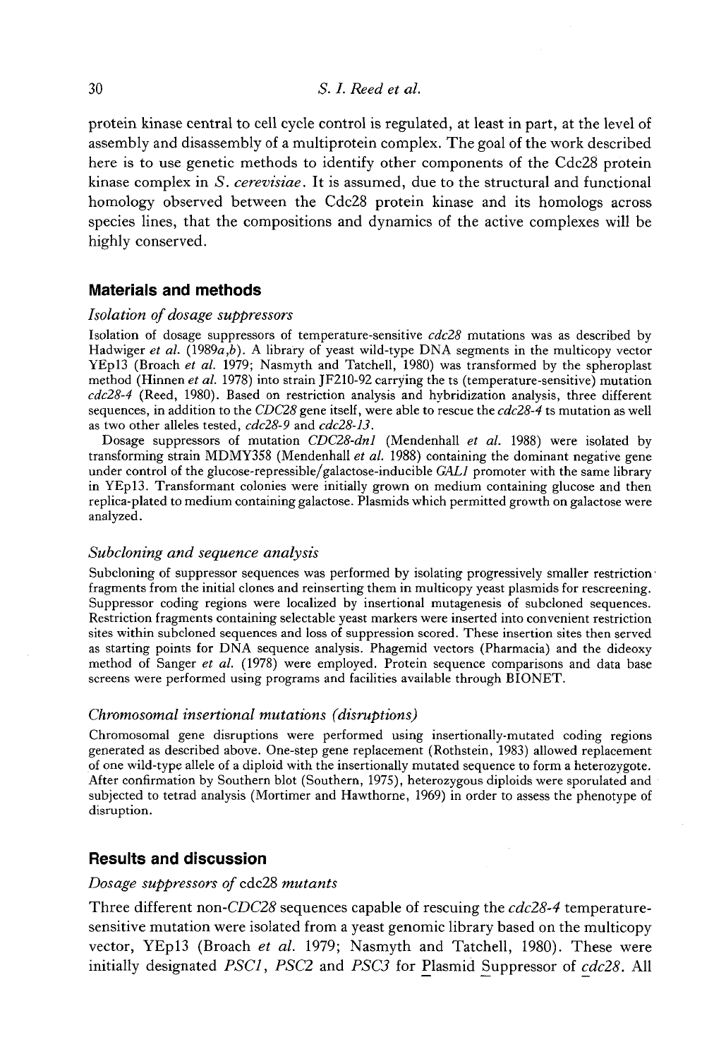protein kinase central to cell cycle control is regulated, at least in part, at the level of assembly and disassembly of a multiprotein complex. The goal of the work described here is to use genetic methods to identify other components of the Cdc28 protein kinase complex in *S. cerevisiae*. It is assumed, due to the structural and functional homology observed between the Cdc28 protein kinase and its homologs across species lines, that the compositions and dynamics of the active complexes will be highly conserved.

## Materials and methods

### *Isolation of dosage suppressors*

Isolation of dosage suppressors of temperature-sensitive *cdc28* mutations was as described by Hadwiger *et al.* (1989*a*,*b*). A library of yeast wild-type DNA segments in the multicopy vector YEp13 (Broach *et al.* 1979; Nasmyth and Tatchell, 1980) was transformed by the spheroplast method (Hinnen *et al.* 1978) into strain JF210-92 carrying the ts (temperature-sensitive) mutation *cdc28-4* (Reed, 1980). Based on restriction analysis and hybridization analysis, three different sequences, in addition to the *CDC28* gene itself, were able to rescue the *cdc28-4* ts mutation as well as two other alleles tested, *cdc28-9* and *cdc28-13*.

Dosage suppressors of mutation *CDC28-dn1* (Mendenhall *et al.* 1988) were isolated by transforming strain MDMY358 (Mendenhall *et al.* 1988) containing the dominant negative gene under control of the glucose-repressible/galactose-inducible *GAL1* promoter with the same library in YEp13. Transformant colonies were initially grown on medium containing glucose and then replica-plated to medium containing galactose. Plasmids which permitted growth on galactose were analyzed.

### *Subcloning and sequence analysis*

Subcloning of suppressor sequences was performed by isolating progressively smaller restriction fragments from the initial clones and reinserting them in multicopy yeast plasmids for rescreening. Suppressor coding regions were localized by insertional mutagenesis of subcloned sequences. Restriction fragments containing selectable yeast markers were inserted into convenient restriction sites within subcloned sequences and loss of suppression scored. These insertion sites then served as starting points for DNA sequence analysis. Phagemid vectors (Pharmacia) and the dideoxy method of Sanger *et al.* (1978) were employed. Protein sequence comparisons and data base screens were performed using programs and facilities available through BIONET.

### *Chromosomal insertional mutations (disruptions)*

Chromosomal gene disruptions were performed using insertionally-mutated coding regions generated as described above. One-step gene replacement (Rothstein, 1983) allowed replacement of one wild-type allele of a diploid with the insertionally mutated sequence to form a heterozygote. After confirmation by Southern blot (Southern, 1975), heterozygous diploids were sporulated and subjected to tetrad analysis (Mortimer and Hawthorne, 1969) in order to assess the phenotype of disruption.

## Results and discussion

### *Dosage suppressors of* cdc28 *mutants*

Three different non-*CDC28* sequences capable of rescuing the *cdc28-4* temperature-sensitive mutation were isolated from a yeast genomic library based on the multicopy vector, YEp13 (Broach *et al.* 1979; Nasmyth and Tatchell, 1980). These were initially designated *PSC1*, *PSC2* and *PSC3* for Plasmid Suppressor of cdc28. All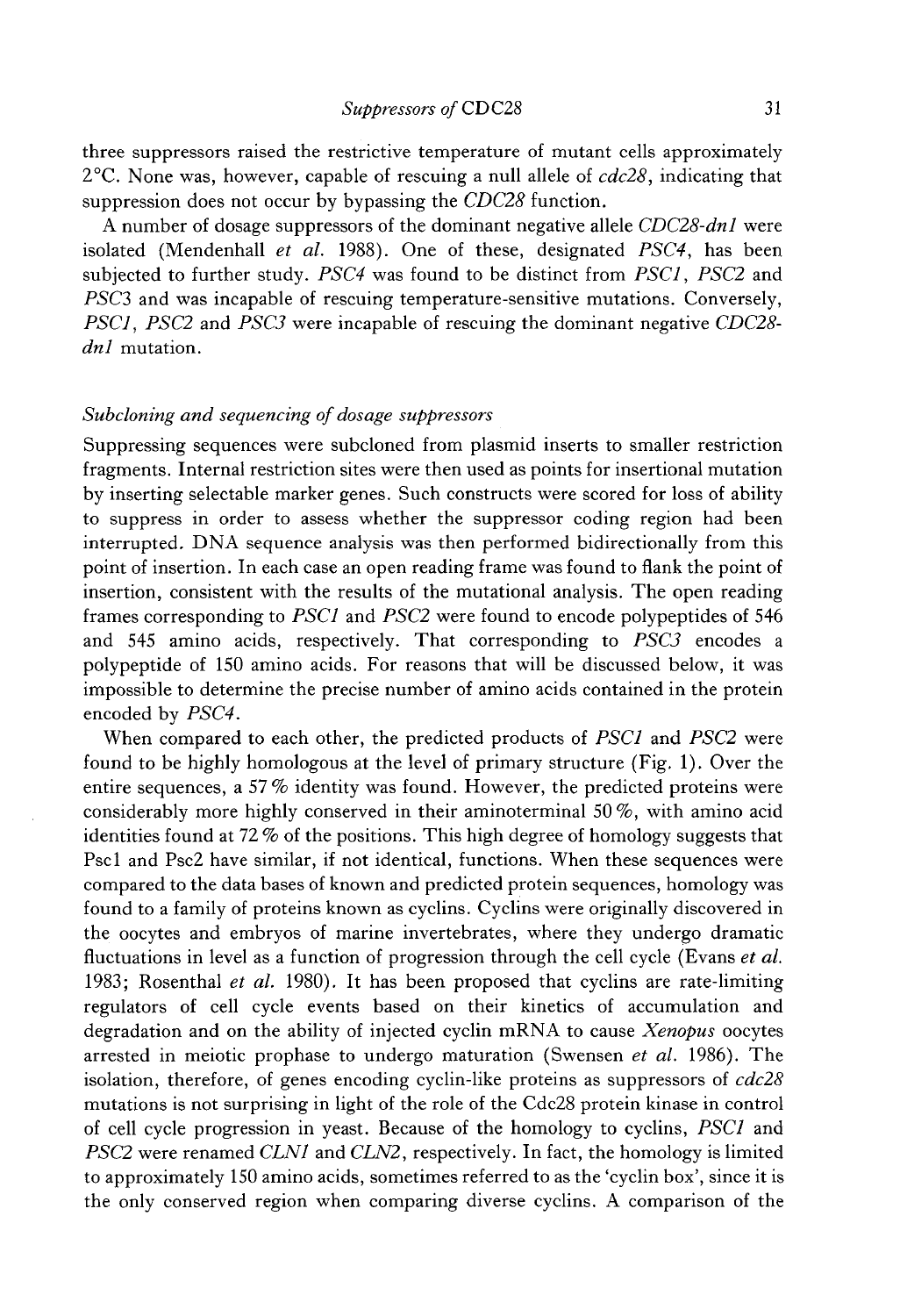three suppressors raised the restrictive temperature of mutant cells approximately 2°C. None was, however, capable of rescuing a null allele of *cdc28*, indicating that suppression does not occur by bypassing the *CDC28* function.

A number of dosage suppressors of the dominant negative allele *CDC28-dn1* were isolated (Mendenhall *et al.* 1988). One of these, designated *PSC4*, has been subjected to further study. *PSC4* was found to be distinct from *PSC1*, *PSC2* and *PSC3* and was incapable of rescuing temperature-sensitive mutations. Conversely, *PSC1*, *PSC2* and *PSC3* were incapable of rescuing the dominant negative *CDC28-dn1* mutation.

### *Subcloning and sequencing of dosage suppressors*

Suppressing sequences were subcloned from plasmid inserts to smaller restriction fragments. Internal restriction sites were then used as points for insertional mutation by inserting selectable marker genes. Such constructs were scored for loss of ability to suppress in order to assess whether the suppressor coding region had been interrupted. DNA sequence analysis was then performed bidirectionally from this point of insertion. In each case an open reading frame was found to flank the point of insertion, consistent with the results of the mutational analysis. The open reading frames corresponding to *PSC1* and *PSC2* were found to encode polypeptides of 546 and 545 amino acids, respectively. That corresponding to *PSC3* encodes a polypeptide of 150 amino acids. For reasons that will be discussed below, it was impossible to determine the precise number of amino acids contained in the protein encoded by *PSC4*.

When compared to each other, the predicted products of *PSC1* and *PSC2* were found to be highly homologous at the level of primary structure (Fig. 1). Over the entire sequences, a 57 % identity was found. However, the predicted proteins were considerably more highly conserved in their aminoterminal 50 %, with amino acid identities found at 72 % of the positions. This high degree of homology suggests that Psc1 and Psc2 have similar, if not identical, functions. When these sequences were compared to the data bases of known and predicted protein sequences, homology was found to a family of proteins known as cyclins. Cyclins were originally discovered in the oocytes and embryos of marine invertebrates, where they undergo dramatic fluctuations in level as a function of progression through the cell cycle (Evans *et al.* 1983; Rosenthal *et al.* 1980). It has been proposed that cyclins are rate-limiting regulators of cell cycle events based on their kinetics of accumulation and degradation and on the ability of injected cyclin mRNA to cause *Xenopus* oocytes arrested in meiotic prophase to undergo maturation (Swensen *et al.* 1986). The isolation, therefore, of genes encoding cyclin-like proteins as suppressors of *cdc28* mutations is not surprising in light of the role of the Cdc28 protein kinase in control of cell cycle progression in yeast. Because of the homology to cyclins, *PSC1* and *PSC2* were renamed *CLN1* and *CLN2*, respectively. In fact, the homology is limited to approximately 150 amino acids, sometimes referred to as the 'cyclin box', since it is the only conserved region when comparing diverse cyclins. A comparison of the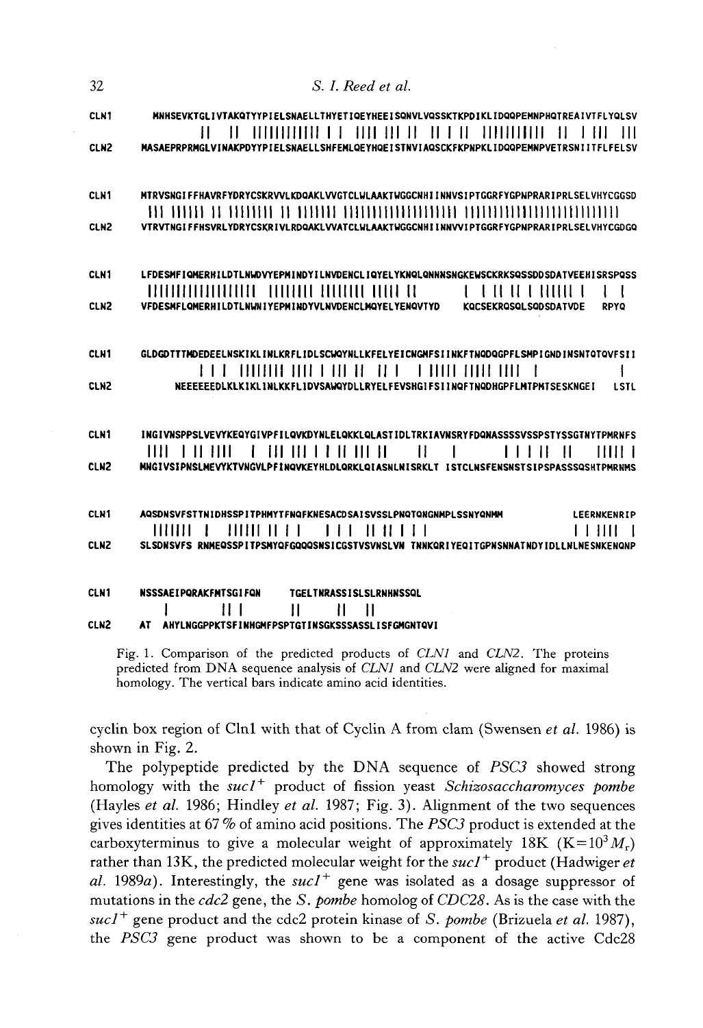```
CLN1    MNHSEVKTGLIVTAKQTYYPIELSNAELLTHYETIQEYHEEISQNVLVQSSKTKPDIKLIDQQPEMNPHQTREAIVTFLYQLSV
CLN2    MASAEPRPRMGLVINAKPDYYPIELSNAELLSHFEMLQEYHQEISTNVIAQSCKFKPNPKLIDQQPEMNPVETRSNIITFLFELSV

CLN1    MTRVSNGIFFHAVRFYDRYCSKRVVLKDQAKLVVGTCLWLAAKTWGGCNHIINNVSIPTGGRFYGPNPRARIPRLSELVHYCGGSD
CLN2    VTRVTNGIFFHSVRLYDRYCSKRIVLRDQAKLVVATCLWLAAKTWGGCNHIINNVVIPTGGRFYGPNPRARIPRLSELVHYCGDGQ

CLN1    LFDESMFIQMERHILDTLNWDVYEPMINDYILNVDENCLIQYELYKNQLQNNNSNGKEWSCKRKSQSSDDSDATVEEHISRSPQSS
CLN2    VFDESMFLQMERHILDTLNWNIYEPMINDYVLNVDENCLMQYELYENQVTYD     KQCSEKRQSQLSQDSDATVDE    RPYQ

CLN1    GLDGDTTTMDEDEELNSKIKLINLKRFLIDLSCWQYNLLKFELYEICNGMFSIINKFTNQDQGPFLSMPIGNDINSNTQTQVFSII
CLN2            NEEEEEEDLKLKIKLINLKKFLIDVSAWQYDLLRYELFEVSHGIFSIINQFTNQDHGPFLMTPMTSESKNGEI    LSTL

CLN1    INGIVNSPPSLVEVYKEQYGIVPFILQVKDYNLELQKKLQLASTIDLTRKIAVNSRYFDQNASSSSVSSPSTYSSGTNYTPMRNFS
CLN2    MNGIVSIPNSLMEVYKTVNGVLPFINQVKEYHLDLQRKLQIASNLNISRKLT ISTCLNSFENSNSTSIPSPASSSQSHTPMRNMS

CLN1    AQSDNSVFSTTNIDHSSPITPHMYTFNQFKNESACDSAISVSSLPNQTQNGNMPLSSNYQNMM              LEERNKENRIP
CLN2    SLSDNSVFS RNMEQSSPITPSMYQFGQQQSNSICGSTVSVNSLVN TNNKQRIYEQITGPNSNNATNDYIDLLNLNESNKENQNP

CLN1    NSSSAEIPQRAKFMTSGIFQN     TGELTNRASSISLSLRNHNSSQL
CLN2    AT  AHYLNGGPPKTSFINHGMFPSPTGTINSGKSSSASSLISFGMGNTQVI
```

Fig. 1. Comparison of the predicted products of *CLN1* and *CLN2*. The proteins predicted from DNA sequence analysis of *CLN1* and *CLN2* were aligned for maximal homology. The vertical bars indicate amino acid identities.

cyclin box region of Cln1 with that of Cyclin A from clam (Swensen *et al.* 1986) is shown in Fig. 2.

The polypeptide predicted by the DNA sequence of *PSC3* showed strong homology with the *suc1*$^{+}$ product of fission yeast *Schizosaccharomyces pombe* (Hayles *et al.* 1986; Hindley *et al.* 1987; Fig. 3). Alignment of the two sequences gives identities at 67 % of amino acid positions. The *PSC3* product is extended at the carboxyterminus to give a molecular weight of approximately 18K ($K=10^3 M_r$) rather than 13K, the predicted molecular weight for the *suc1*$^{+}$ product (Hadwiger *et al.* 1989*a*). Interestingly, the *suc1*$^{+}$ gene was isolated as a dosage suppressor of mutations in the *cdc2* gene, the *S. pombe* homolog of *CDC28*. As is the case with the *suc1*$^{+}$ gene product and the cdc2 protein kinase of *S. pombe* (Brizuela *et al.* 1987), the *PSC3* gene product was shown to be a component of the active Cdc28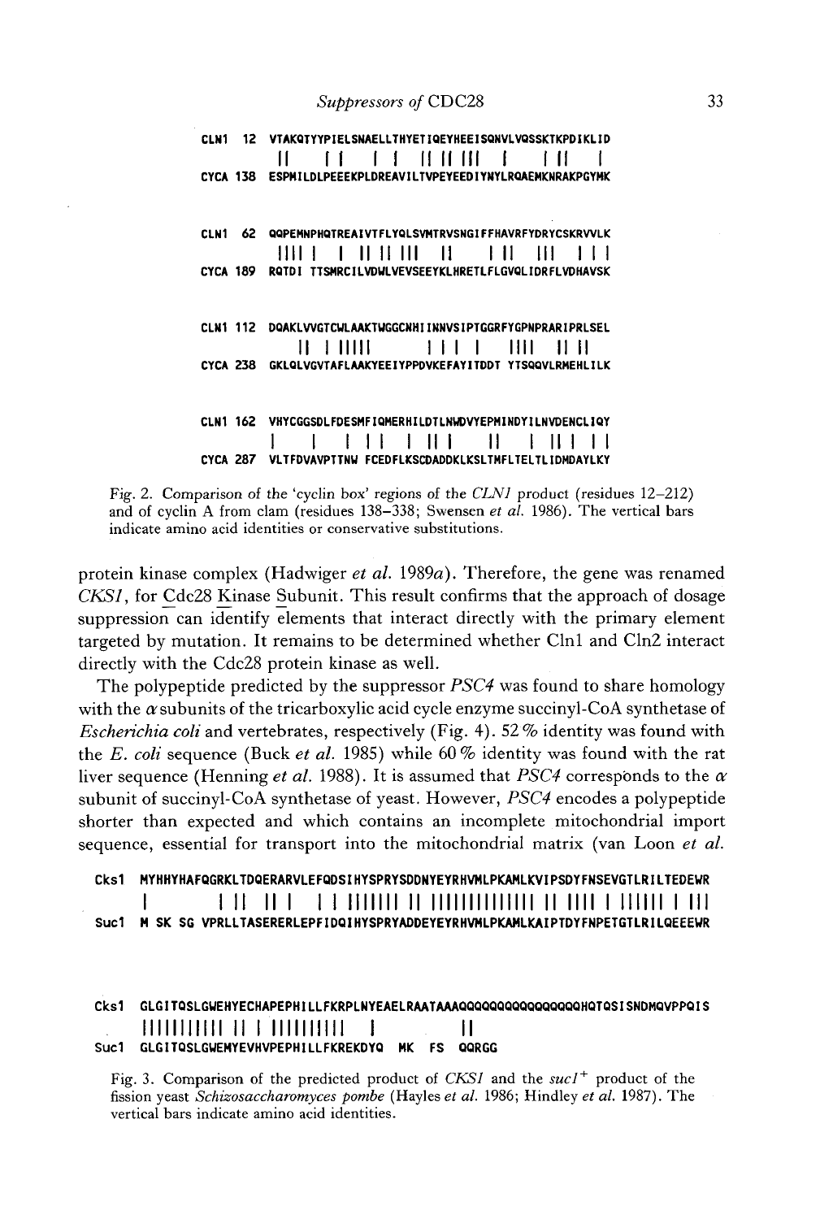```
CLN1  12  VTAKQTYYPIELSNAELLTHYETIQEYHEEISQNVLVQSSKTKPDIKLID
          ||    | |    |  |    || || |||   |       | ||    |
CYCA 138  ESPMILDLPEEEKPLDREAVILTVPEYEEDIYNYLRQAEMKNRAKPGYMK

CLN1  62  QQPEMNPHQTREAIVTFLYQLSVMTRVSNGIFFHAVRFYDRYCSKRVVLK
          |||| |   |  || || |||  ||     | ||  |||  | | |
CYCA 189  RQTDI TTSMRCILVDWLVEVSEEYKLHRETLFLGVQLIDRFLVDHAVSK

CLN1 112  DQAKLVVGTCWLAAKTWGGCNHIINNVSIPTGGRFYGPNPRARIPRLSEL
          || | ||||        | | |  |    ||||  || ||
CYCA 238  GKLQLVGVTAFLAAKYEEIYPPDVKEFAYITDDT YTSQQVLRMEHLILK

CLN1 162  VHYCGGSDLFDESMFIQMERHILDTLNWDVYEPMINDYILNVDENCLIQY
          |    |   | | |  |  | ||  ||   |  | || |  | |
CYCA 287  VLTFDVAVPTTNW FCEDFLKSCDADDKLKSLTMFLTELTLIDMDAYLKY
```

Fig. 2. Comparison of the 'cyclin box' regions of the *CLN1* product (residues 12–212) and of cyclin A from clam (residues 138–338; Swensen *et al.* 1986). The vertical bars indicate amino acid identities or conservative substitutions.

protein kinase complex (Hadwiger *et al.* 1989*a*). Therefore, the gene was renamed *CKS1*, for Cdc28 Kinase Subunit. This result confirms that the approach of dosage suppression can identify elements that interact directly with the primary element targeted by mutation. It remains to be determined whether Cln1 and Cln2 interact directly with the Cdc28 protein kinase as well.

The polypeptide predicted by the suppressor *PSC4* was found to share homology with the $\alpha$ subunits of the tricarboxylic acid cycle enzyme succinyl-CoA synthetase of *Escherichia coli* and vertebrates, respectively (Fig. 4). 52 % identity was found with the *E. coli* sequence (Buck *et al.* 1985) while 60 % identity was found with the rat liver sequence (Henning *et al.* 1988). It is assumed that *PSC4* corresponds to the $\alpha$ subunit of succinyl-CoA synthetase of yeast. However, *PSC4* encodes a polypeptide shorter than expected and which contains an incomplete mitochondrial import sequence, essential for transport into the mitochondrial matrix (van Loon *et al.*

```
Cks1  MYHHYHAFQGRKLTDQERARVLEFQDSIHYSPRYSDDNYEYRHVMLPKAMLKVIPSDYFNSEVGTLRILTEDEWR
      |          | ||  || |    | | |||||| || ||||||||||||| || |||| | |||||| | |||
Suc1  M SK SG VPRLLTASERERLEPFIDQIHYSPRYADDEYEYRHVMLPKAMLKAIPTDYFNPETGTLRILQEEEWR

Cks1  GLGITQSLGWEHYECHAPEPHILLFKRPLNYEAELRAATAAAQQQQQQQQQQQQQQQHQTQSISNDMQVPPQIS
      |||||||||| || | |||||||||      |               ||
Suc1  GLGITQSLGWEMYEVHVPEPHILLFKREKDYQ   MK   FS   QQRGG
```

Fig. 3. Comparison of the predicted product of *CKS1* and the *suc1*$^+$ product of the fission yeast *Schizosaccharomyces pombe* (Hayles *et al.* 1986; Hindley *et al.* 1987). The vertical bars indicate amino acid identities.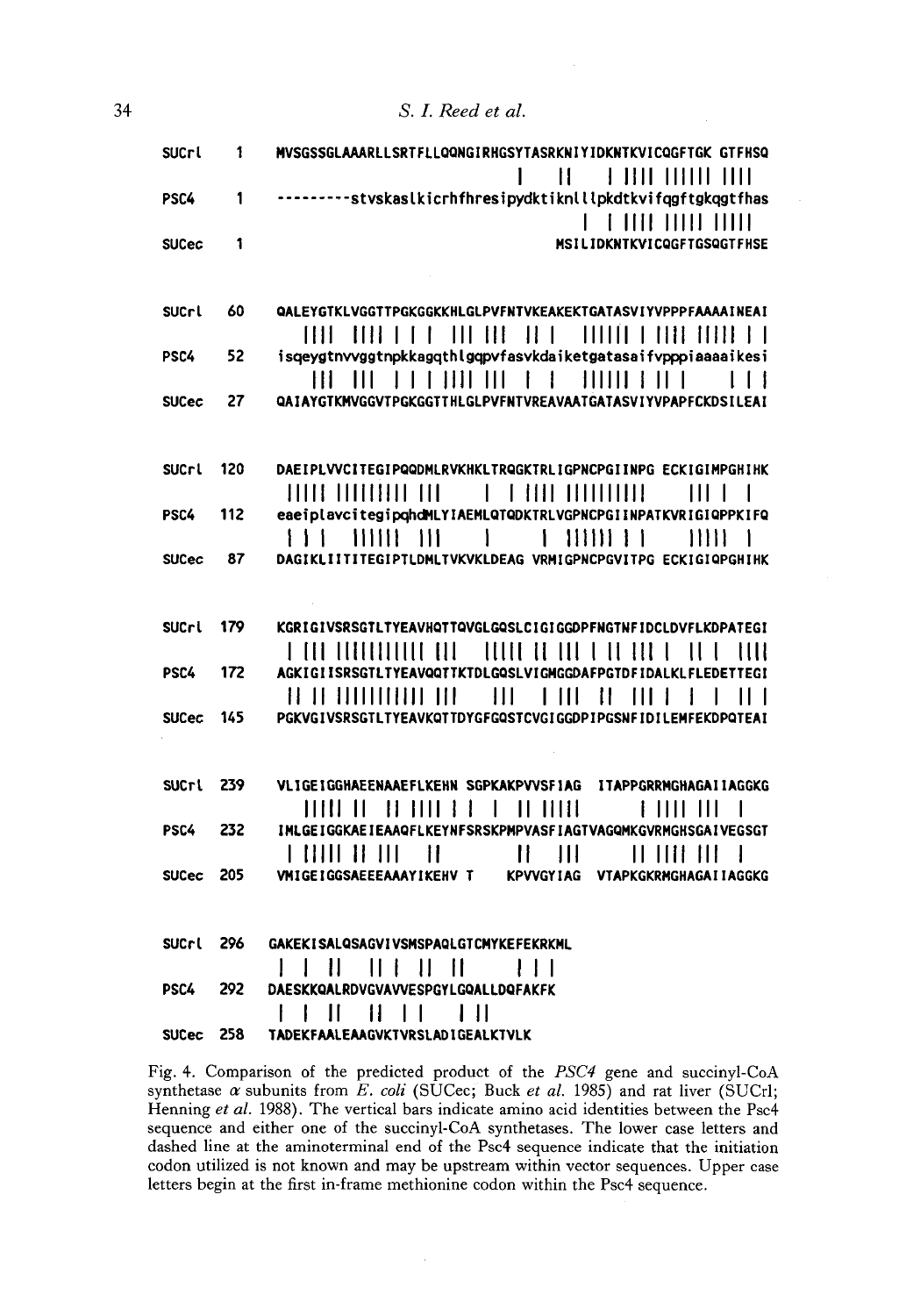```
SUCrl    1   MVSGSSGLAAARLLSRTFLLQQNGIRHGSYTASRKNIYIDKNTKVICQGFTGK GTFHSQ
                                                 |   ||    | |||| |||||| ||||
PSC4     1   ---------stvskaslkicrhfhresipydktiknllpkdtkvifqgftgkqgtfhas
                                                 |   | |||| ||||| |||||
SUCec    1                                       MSILIDKNTKVICQGFTGSQGTFHSE


SUCrl   60   QALEYGTKLVGGTTPGKGGKKHLGLPVFNTVKEAKEKTGATASVIYVPPPFAAAAINEAI
                 ||||  |||| | | |  ||| |||  || |   |||||| | |||| ||||| | |
PSC4    52   isqeygtnvvggtnpkkagqthlgqpvfasvkdaiketgatasaifvpppiaaaaikesi
                 |||  |||  | | | |||| |||  |  |   |||||| | || |      | | |
SUCec   27   QAIAYGTKMVGGVTPGKGGTTHLGLPVFNTVREAVAATGATASVIYVPAPFCKDSILEAI


SUCrl  120   DAEIPLVVCITEGIPQQDMLRVKHKLTRQGKTRLIGPNCPGIINPG ECKIGIMPGHIHK
             ||||| |||||||| |||       | | |||| |||||||||       ||| |  |
PSC4   112   eaeiplavcitegipqhdMLYIAEMLQTQDKTRLVGPNCPGIINPATKVRIGIQPPKIFQ
             | | |   ||||| |||        |        | |||||| | |        ||||| |
SUCec   87   DAGIKLIITITEGIPTLDMLTVKVKLDEAG VRMIGPNCPGVITPG ECKIGIQPGHIHK


SUCrl  179   KGRIGIVSRSGTLTYEAVHQTTQVGLGQSLCIGIGGDPFNGTNFIDCLDVFLKDPATEGI
             | ||| ||||||||||| |||    ||||| || ||| | || ||| |  || |  ||||
PSC4   172   AGKIGIISRSGTLTYEAVQQTTKTDLGQSLVIGMGGDAFPGTDFIDALKLFLEDETTEGI
             || || |||||||||| |||     |||   | |||  ||  ||| |  |  |  || |
SUCec  145   PGKVGIVSRSGTLTYEAVKQTTDYGFGQSTCVGIGGDPIPGSNFIDILEMFEKDPQTEAI


SUCrl  239   VLIGEIGGHAEENAAEFLKEHN SGPKAKPVVSFIAG  ITAPPGRRMGHAGAIIAGGKG
              ||||| ||  || |||| | |  |  | || |||||        | |||| |||  |
PSC4   232   IMLGEIGGKAEIEAAQFLKEYNFSRSKPMPVASFIAGTVAGQMKGVRMGHSGAIVEGSGT
              | ||||| || |||   ||                || |||       || |||| |||  |
SUCec  205   VMIGEIGGSAEEEAAAYIKEHV T      KPVVGYIAG  VTAPKGKRMGHAGAIIAGGKG


SUCrl  296   GAKEKISALQSAGVIVSMSPAQLGTCMYKEFEKRKML
             |  |  ||   ||| |  ||  ||          | | |
PSC4   292   DAESKKQALRDVGVAVVESPGYLGQALLDQFAKFK
             |  |  ||  || |  | |   | ||
SUCec  258   TADEKFAALEAAGVKTVRSLADIGEALKTVLK
```

Fig. 4. Comparison of the predicted product of the *PSC4* gene and succinyl-CoA synthetase $\alpha$ subunits from *E. coli* (SUCec; Buck *et al.* 1985) and rat liver (SUCrl; Henning *et al.* 1988). The vertical bars indicate amino acid identities between the Psc4 sequence and either one of the succinyl-CoA synthetases. The lower case letters and dashed line at the aminoterminal end of the Psc4 sequence indicate that the initiation codon utilized is not known and may be upstream within vector sequences. Upper case letters begin at the first in-frame methionine codon within the Psc4 sequence.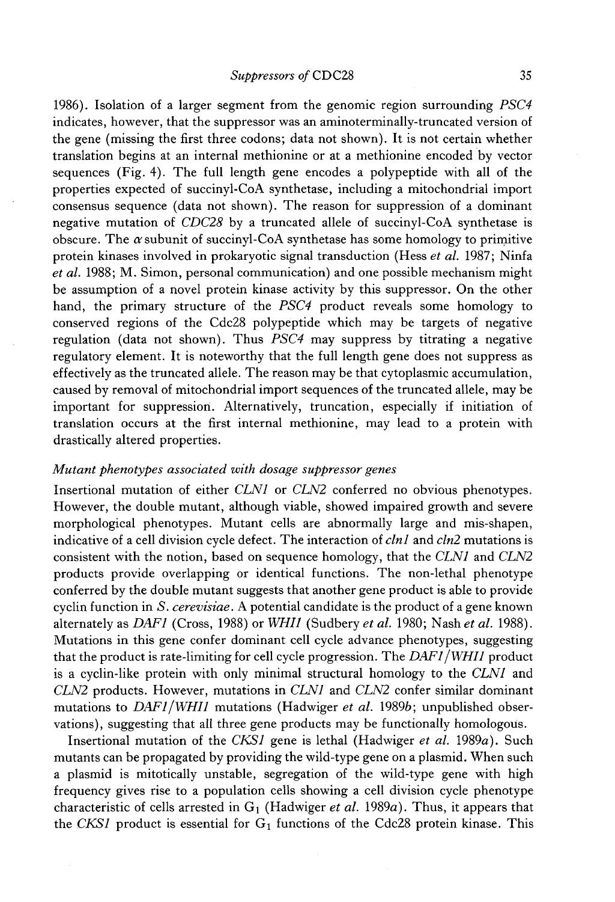1986). Isolation of a larger segment from the genomic region surrounding *PSC4* indicates, however, that the suppressor was an aminoterminally-truncated version of the gene (missing the first three codons; data not shown). It is not certain whether translation begins at an internal methionine or at a methionine encoded by vector sequences (Fig. 4). The full length gene encodes a polypeptide with all of the properties expected of succinyl-CoA synthetase, including a mitochondrial import consensus sequence (data not shown). The reason for suppression of a dominant negative mutation of *CDC28* by a truncated allele of succinyl-CoA synthetase is obscure. The $\alpha$ subunit of succinyl-CoA synthetase has some homology to primitive protein kinases involved in prokaryotic signal transduction (Hess *et al.* 1987; Ninfa *et al.* 1988; M. Simon, personal communication) and one possible mechanism might be assumption of a novel protein kinase activity by this suppressor. On the other hand, the primary structure of the *PSC4* product reveals some homology to conserved regions of the Cdc28 polypeptide which may be targets of negative regulation (data not shown). Thus *PSC4* may suppress by titrating a negative regulatory element. It is noteworthy that the full length gene does not suppress as effectively as the truncated allele. The reason may be that cytoplasmic accumulation, caused by removal of mitochondrial import sequences of the truncated allele, may be important for suppression. Alternatively, truncation, especially if initiation of translation occurs at the first internal methionine, may lead to a protein with drastically altered properties.

### *Mutant phenotypes associated with dosage suppressor genes*

Insertional mutation of either *CLN1* or *CLN2* conferred no obvious phenotypes. However, the double mutant, although viable, showed impaired growth and severe morphological phenotypes. Mutant cells are abnormally large and mis-shapen, indicative of a cell division cycle defect. The interaction of *cln1* and *cln2* mutations is consistent with the notion, based on sequence homology, that the *CLN1* and *CLN2* products provide overlapping or identical functions. The non-lethal phenotype conferred by the double mutant suggests that another gene product is able to provide cyclin function in *S. cerevisiae*. A potential candidate is the product of a gene known alternately as *DAF1* (Cross, 1988) or *WHI1* (Sudbery *et al.* 1980; Nash *et al.* 1988). Mutations in this gene confer dominant cell cycle advance phenotypes, suggesting that the product is rate-limiting for cell cycle progression. The *DAF1/WHI1* product is a cyclin-like protein with only minimal structural homology to the *CLN1* and *CLN2* products. However, mutations in *CLN1* and *CLN2* confer similar dominant mutations to *DAF1/WHI1* mutations (Hadwiger *et al.* 1989*b*; unpublished observations), suggesting that all three gene products may be functionally homologous.

Insertional mutation of the *CKS1* gene is lethal (Hadwiger *et al.* 1989*a*). Such mutants can be propagated by providing the wild-type gene on a plasmid. When such a plasmid is mitotically unstable, segregation of the wild-type gene with high frequency gives rise to a population cells showing a cell division cycle phenotype characteristic of cells arrested in $G_1$ (Hadwiger *et al.* 1989*a*). Thus, it appears that the *CKS1* product is essential for $G_1$ functions of the Cdc28 protein kinase. This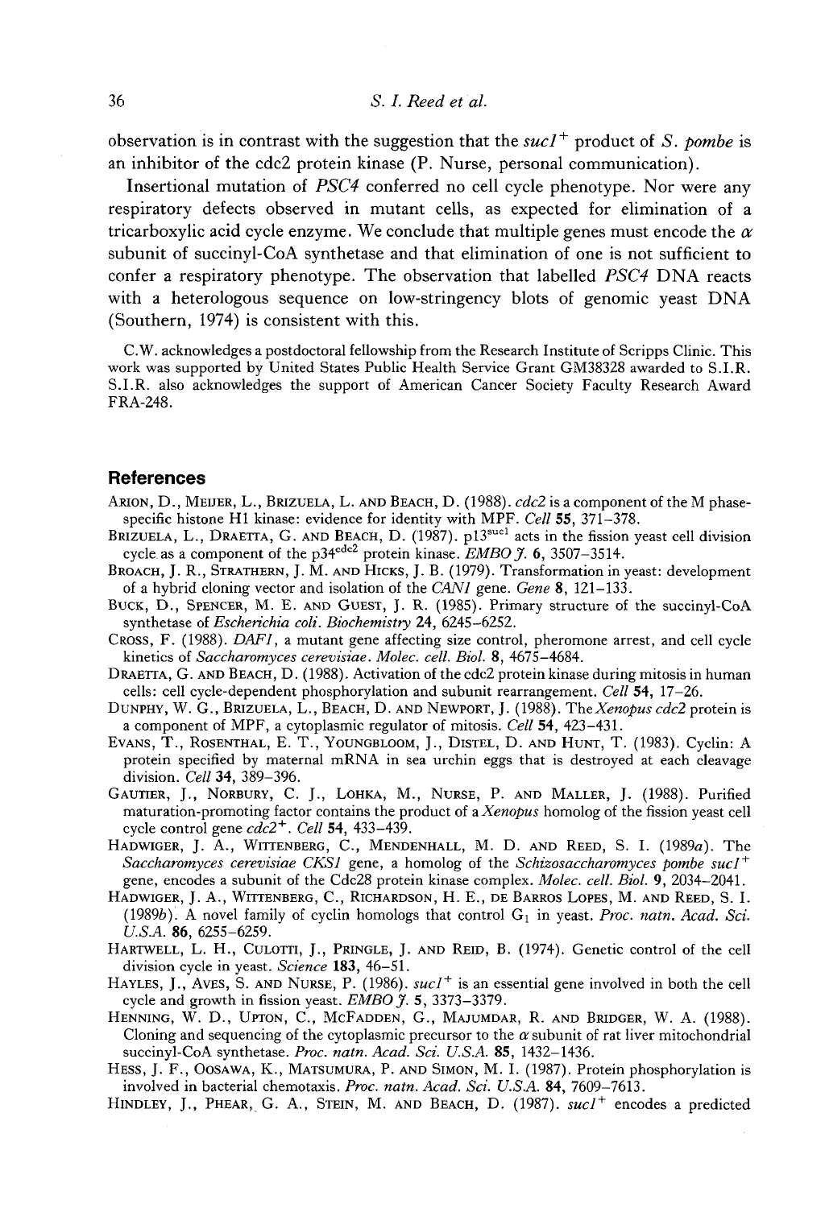observation is in contrast with the suggestion that the *suc1*$^+$ product of *S. pombe* is an inhibitor of the cdc2 protein kinase (P. Nurse, personal communication).

Insertional mutation of *PSC4* conferred no cell cycle phenotype. Nor were any respiratory defects observed in mutant cells, as expected for elimination of a tricarboxylic acid cycle enzyme. We conclude that multiple genes must encode the $\alpha$ subunit of succinyl-CoA synthetase and that elimination of one is not sufficient to confer a respiratory phenotype. The observation that labelled *PSC4* DNA reacts with a heterologous sequence on low-stringency blots of genomic yeast DNA (Southern, 1974) is consistent with this.

C.W. acknowledges a postdoctoral fellowship from the Research Institute of Scripps Clinic. This work was supported by United States Public Health Service Grant GM38328 awarded to S.I.R. S.I.R. also acknowledges the support of American Cancer Society Faculty Research Award FRA-248.

## References

Arion, D., Meijer, L., Brizuela, L. and Beach, D. (1988). *cdc2* is a component of the M phase-specific histone H1 kinase: evidence for identity with MPF. *Cell* **55**, 371–378.

Brizuela, L., Draetta, G. and Beach, D. (1987). p13$^{suc1}$ acts in the fission yeast cell division cycle as a component of the p34$^{cdc2}$ protein kinase. *EMBO J.* **6**, 3507–3514.

Broach, J. R., Strathern, J. M. and Hicks, J. B. (1979). Transformation in yeast: development of a hybrid cloning vector and isolation of the *CAN1* gene. *Gene* **8**, 121–133.

Buck, D., Spencer, M. E. and Guest, J. R. (1985). Primary structure of the succinyl-CoA synthetase of *Escherichia coli*. *Biochemistry* **24**, 6245–6252.

Cross, F. (1988). *DAF1*, a mutant gene affecting size control, pheromone arrest, and cell cycle kinetics of *Saccharomyces cerevisiae*. *Molec. cell. Biol.* **8**, 4675–4684.

Draetta, G. and Beach, D. (1988). Activation of the cdc2 protein kinase during mitosis in human cells: cell cycle-dependent phosphorylation and subunit rearrangement. *Cell* **54**, 17–26.

Dunphy, W. G., Brizuela, L., Beach, D. and Newport, J. (1988). The *Xenopus cdc2* protein is a component of MPF, a cytoplasmic regulator of mitosis. *Cell* **54**, 423–431.

Evans, T., Rosenthal, E. T., Youngbloom, J., Distel, D. and Hunt, T. (1983). Cyclin: A protein specified by maternal mRNA in sea urchin eggs that is destroyed at each cleavage division. *Cell* **34**, 389–396.

Gautier, J., Norbury, C. J., Lohka, M., Nurse, P. and Maller, J. (1988). Purified maturation-promoting factor contains the product of a *Xenopus* homolog of the fission yeast cell cycle control gene *cdc2*$^+$. *Cell* **54**, 433–439.

Hadwiger, J. A., Wittenberg, C., Mendenhall, M. D. and Reed, S. I. (1989*a*). The *Saccharomyces cerevisiae CKS1* gene, a homolog of the *Schizosaccharomyces pombe suc1*$^+$ gene, encodes a subunit of the Cdc28 protein kinase complex. *Molec. cell. Biol.* **9**, 2034–2041.

Hadwiger, J. A., Wittenberg, C., Richardson, H. E., de Barros Lopes, M. and Reed, S. I. (1989*b*). A novel family of cyclin homologs that control $G_1$ in yeast. *Proc. natn. Acad. Sci. U.S.A.* **86**, 6255–6259.

Hartwell, L. H., Culotti, J., Pringle, J. and Reid, B. (1974). Genetic control of the cell division cycle in yeast. *Science* **183**, 46–51.

Hayles, J., Aves, S. and Nurse, P. (1986). *suc1*$^+$ is an essential gene involved in both the cell cycle and growth in fission yeast. *EMBO J.* **5**, 3373–3379.

Henning, W. D., Upton, C., McFadden, G., Majumdar, R. and Bridger, W. A. (1988). Cloning and sequencing of the cytoplasmic precursor to the $\alpha$ subunit of rat liver mitochondrial succinyl-CoA synthetase. *Proc. natn. Acad. Sci. U.S.A.* **85**, 1432–1436.

Hess, J. F., Oosawa, K., Matsumura, P. and Simon, M. I. (1987). Protein phosphorylation is involved in bacterial chemotaxis. *Proc. natn. Acad. Sci. U.S.A.* **84**, 7609–7613.

Hindley, J., Phear, G. A., Stein, M. and Beach, D. (1987). *suc1*$^+$ encodes a predicted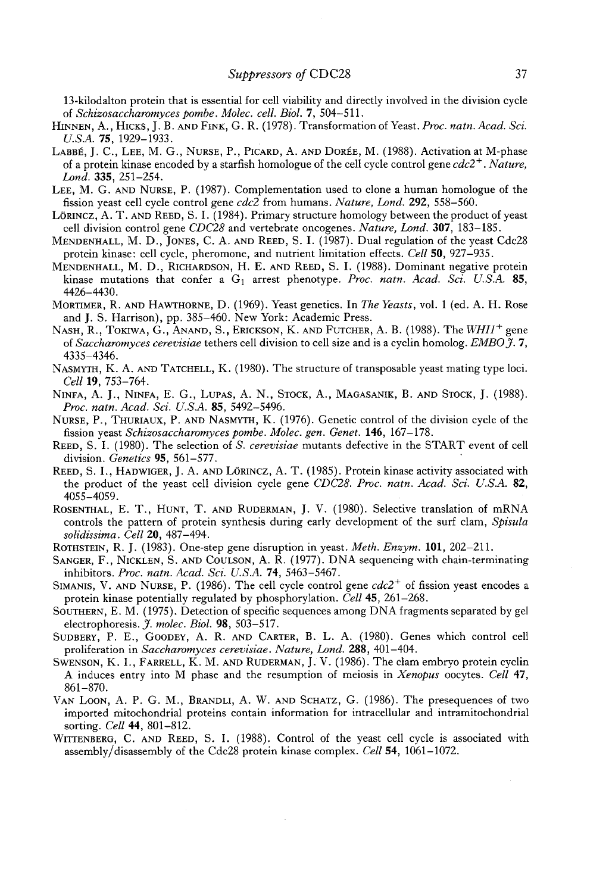13-kilodalton protein that is essential for cell viability and directly involved in the division cycle of *Schizosaccharomyces pombe*. *Molec. cell. Biol.* **7**, 504–511.

HINNEN, A., HICKS, J. B. AND FINK, G. R. (1978). Transformation of Yeast. *Proc. natn. Acad. Sci. U.S.A.* **75**, 1929–1933.

LABBÉ, J. C., LEE, M. G., NURSE, P., PICARD, A. AND DORÉE, M. (1988). Activation at M-phase of a protein kinase encoded by a starfish homologue of the cell cycle control gene *cdc2*$^{+}$. *Nature, Lond.* **335**, 251–254.

LEE, M. G. AND NURSE, P. (1987). Complementation used to clone a human homologue of the fission yeast cell cycle control gene *cdc2* from humans. *Nature, Lond.* **292**, 558–560.

LÖRINCZ, A. T. AND REED, S. I. (1984). Primary structure homology between the product of yeast cell division control gene *CDC28* and vertebrate oncogenes. *Nature, Lond.* **307**, 183–185.

MENDENHALL, M. D., JONES, C. A. AND REED, S. I. (1987). Dual regulation of the yeast Cdc28 protein kinase: cell cycle, pheromone, and nutrient limitation effects. *Cell* **50**, 927–935.

MENDENHALL, M. D., RICHARDSON, H. E. AND REED, S. I. (1988). Dominant negative protein kinase mutations that confer a $G_1$ arrest phenotype. *Proc. natn. Acad. Sci. U.S.A.* **85**, 4426–4430.

MORTIMER, R. AND HAWTHORNE, D. (1969). Yeast genetics. In *The Yeasts*, vol. 1 (ed. A. H. Rose and J. S. Harrison), pp. 385–460. New York: Academic Press.

NASH, R., TOKIWA, G., ANAND, S., ERICKSON, K. AND FUTCHER, A. B. (1988). The *WHI1*$^{+}$ gene of *Saccharomyces cerevisiae* tethers cell division to cell size and is a cyclin homolog. *EMBO J.* **7**, 4335–4346.

NASMYTH, K. A. AND TATCHELL, K. (1980). The structure of transposable yeast mating type loci. *Cell* **19**, 753–764.

NINFA, A. J., NINFA, E. G., LUPAS, A. N., STOCK, A., MAGASANIK, B. AND STOCK, J. (1988). *Proc. natn. Acad. Sci. U.S.A.* **85**, 5492–5496.

NURSE, P., THURIAUX, P. AND NASMYTH, K. (1976). Genetic control of the division cycle of the fission yeast *Schizosaccharomyces pombe*. *Molec. gen. Genet.* **146**, 167–178.

REED, S. I. (1980). The selection of *S. cerevisiae* mutants defective in the START event of cell division. *Genetics* **95**, 561–577.

REED, S. I., HADWIGER, J. A. AND LÖRINCZ, A. T. (1985). Protein kinase activity associated with the product of the yeast cell division cycle gene *CDC28*. *Proc. natn. Acad. Sci. U.S.A.* **82**, 4055–4059.

ROSENTHAL, E. T., HUNT, T. AND RUDERMAN, J. V. (1980). Selective translation of mRNA controls the pattern of protein synthesis during early development of the surf clam, *Spisula solidissima*. *Cell* **20**, 487–494.

ROTHSTEIN, R. J. (1983). One-step gene disruption in yeast. *Meth. Enzym.* **101**, 202–211.

SANGER, F., NICKLEN, S. AND COULSON, A. R. (1977). DNA sequencing with chain-terminating inhibitors. *Proc. natn. Acad. Sci. U.S.A.* **74**, 5463–5467.

SIMANIS, V. AND NURSE, P. (1986). The cell cycle control gene *cdc2*$^{+}$ of fission yeast encodes a protein kinase potentially regulated by phosphorylation. *Cell* **45**, 261–268.

SOUTHERN, E. M. (1975). Detection of specific sequences among DNA fragments separated by gel electrophoresis. *J. molec. Biol.* **98**, 503–517.

SUDBERY, P. E., GOODEY, A. R. AND CARTER, B. L. A. (1980). Genes which control cell proliferation in *Saccharomyces cerevisiae*. *Nature, Lond.* **288**, 401–404.

SWENSON, K. I., FARRELL, K. M. AND RUDERMAN, J. V. (1986). The clam embryo protein cyclin A induces entry into M phase and the resumption of meiosis in *Xenopus* oocytes. *Cell* **47**, 861–870.

VAN LOON, A. P. G. M., BRANDLI, A. W. AND SCHATZ, G. (1986). The presequences of two imported mitochondrial proteins contain information for intracellular and intramitochondrial sorting. *Cell* **44**, 801–812.

WITTENBERG, C. AND REED, S. I. (1988). Control of the yeast cell cycle is associated with assembly/disassembly of the Cdc28 protein kinase complex. *Cell* **54**, 1061–1072.